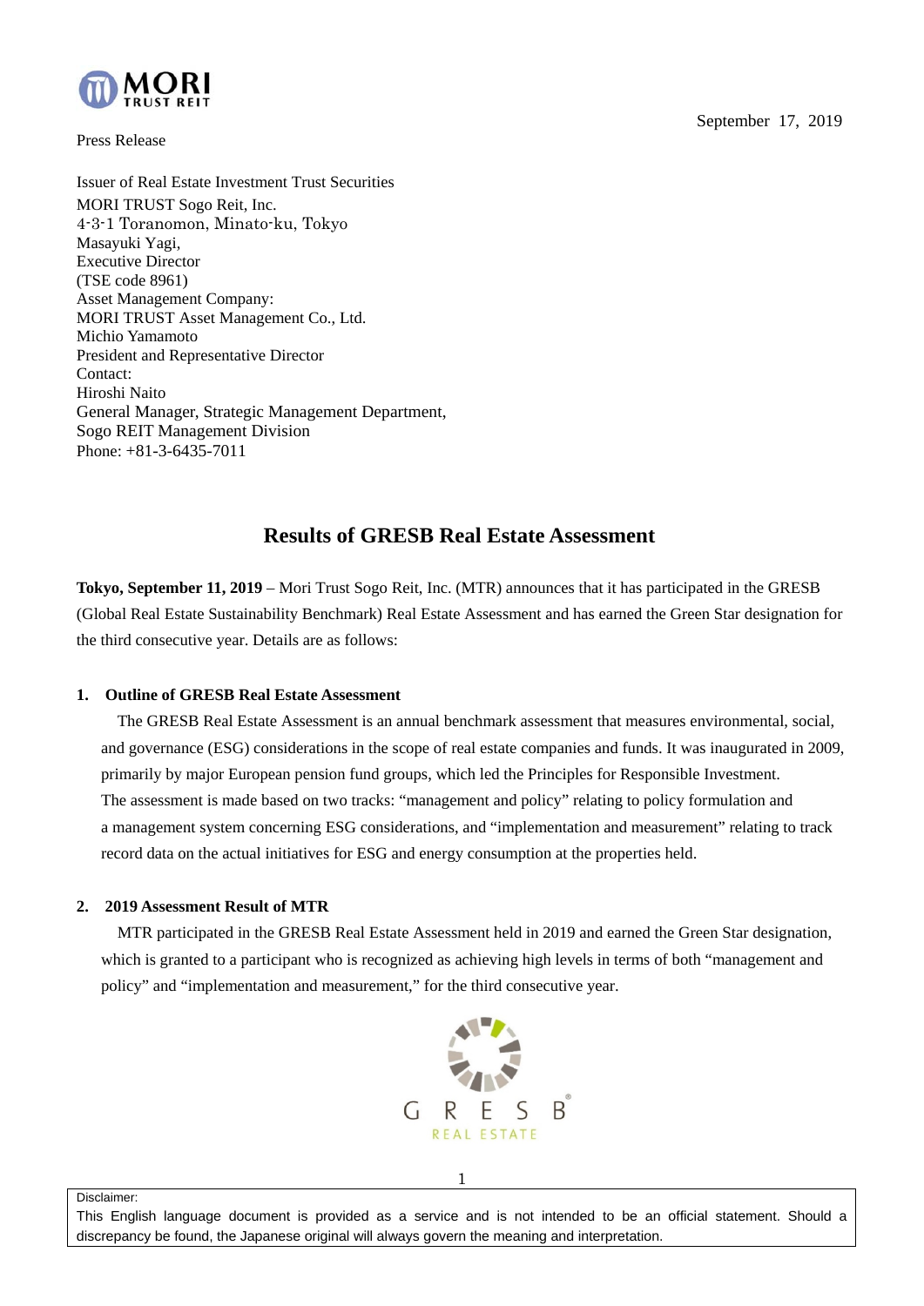September 17, 2019

Press Release

Issuer of Real Estate Investment Trust Securities
MORI TRUST Sogo Reit, Inc.
4-3-1 Toranomon, Minato-ku, Tokyo
Masayuki Yagi,
Executive Director
(TSE code 8961)
Asset Management Company:
MORI TRUST Asset Management Co., Ltd.
Michio Yamamoto
President and Representative Director
Contact:
Hiroshi Naito
General Manager, Strategic Management Department,
Sogo REIT Management Division
Phone: +81-3-6435-7011

# Results of GRESB Real Estate Assessment

**Tokyo, September 11, 2019** – Mori Trust Sogo Reit, Inc. (MTR) announces that it has participated in the GRESB (Global Real Estate Sustainability Benchmark) Real Estate Assessment and has earned the Green Star designation for the third consecutive year. Details are as follows:

## 1. Outline of GRESB Real Estate Assessment

The GRESB Real Estate Assessment is an annual benchmark assessment that measures environmental, social, and governance (ESG) considerations in the scope of real estate companies and funds. It was inaugurated in 2009, primarily by major European pension fund groups, which led the Principles for Responsible Investment. The assessment is made based on two tracks: "management and policy" relating to policy formulation and a management system concerning ESG considerations, and "implementation and measurement" relating to track record data on the actual initiatives for ESG and energy consumption at the properties held.

## 2. 2019 Assessment Result of MTR

MTR participated in the GRESB Real Estate Assessment held in 2019 and earned the Green Star designation, which is granted to a participant who is recognized as achieving high levels in terms of both "management and policy" and "implementation and measurement," for the third consecutive year.

GRESB® REAL ESTATE

Disclaimer:
This English language document is provided as a service and is not intended to be an official statement. Should a discrepancy be found, the Japanese original will always govern the meaning and interpretation.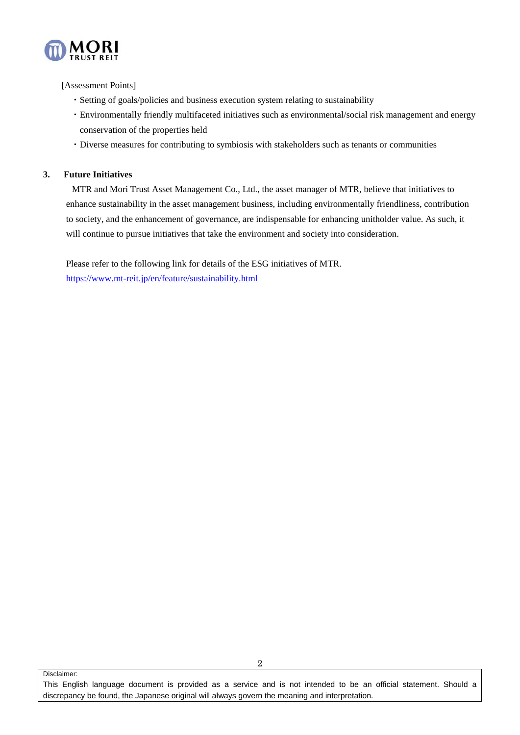[Assessment Points]

- Setting of goals/policies and business execution system relating to sustainability
- Environmentally friendly multifaceted initiatives such as environmental/social risk management and energy conservation of the properties held
- Diverse measures for contributing to symbiosis with stakeholders such as tenants or communities

**3. Future Initiatives**

MTR and Mori Trust Asset Management Co., Ltd., the asset manager of MTR, believe that initiatives to enhance sustainability in the asset management business, including environmentally friendliness, contribution to society, and the enhancement of governance, are indispensable for enhancing unitholder value. As such, it will continue to pursue initiatives that take the environment and society into consideration.

Please refer to the following link for details of the ESG initiatives of MTR.
https://www.mt-reit.jp/en/feature/sustainability.html

Disclaimer:
This English language document is provided as a service and is not intended to be an official statement. Should a discrepancy be found, the Japanese original will always govern the meaning and interpretation.